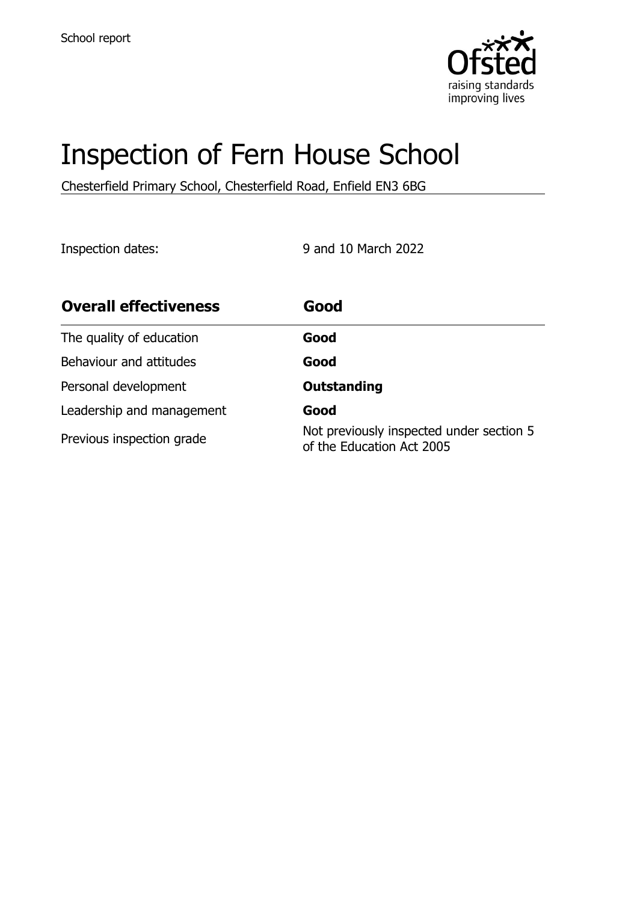School report

# Inspection of Fern House School

Chesterfield Primary School, Chesterfield Road, Enfield EN3 6BG

Inspection dates: 9 and 10 March 2022

| **Overall effectiveness** | **Good** |
| --- | --- |
| The quality of education | **Good** |
| Behaviour and attitudes | **Good** |
| Personal development | **Outstanding** |
| Leadership and management | **Good** |
| Previous inspection grade | Not previously inspected under section 5 of the Education Act 2005 |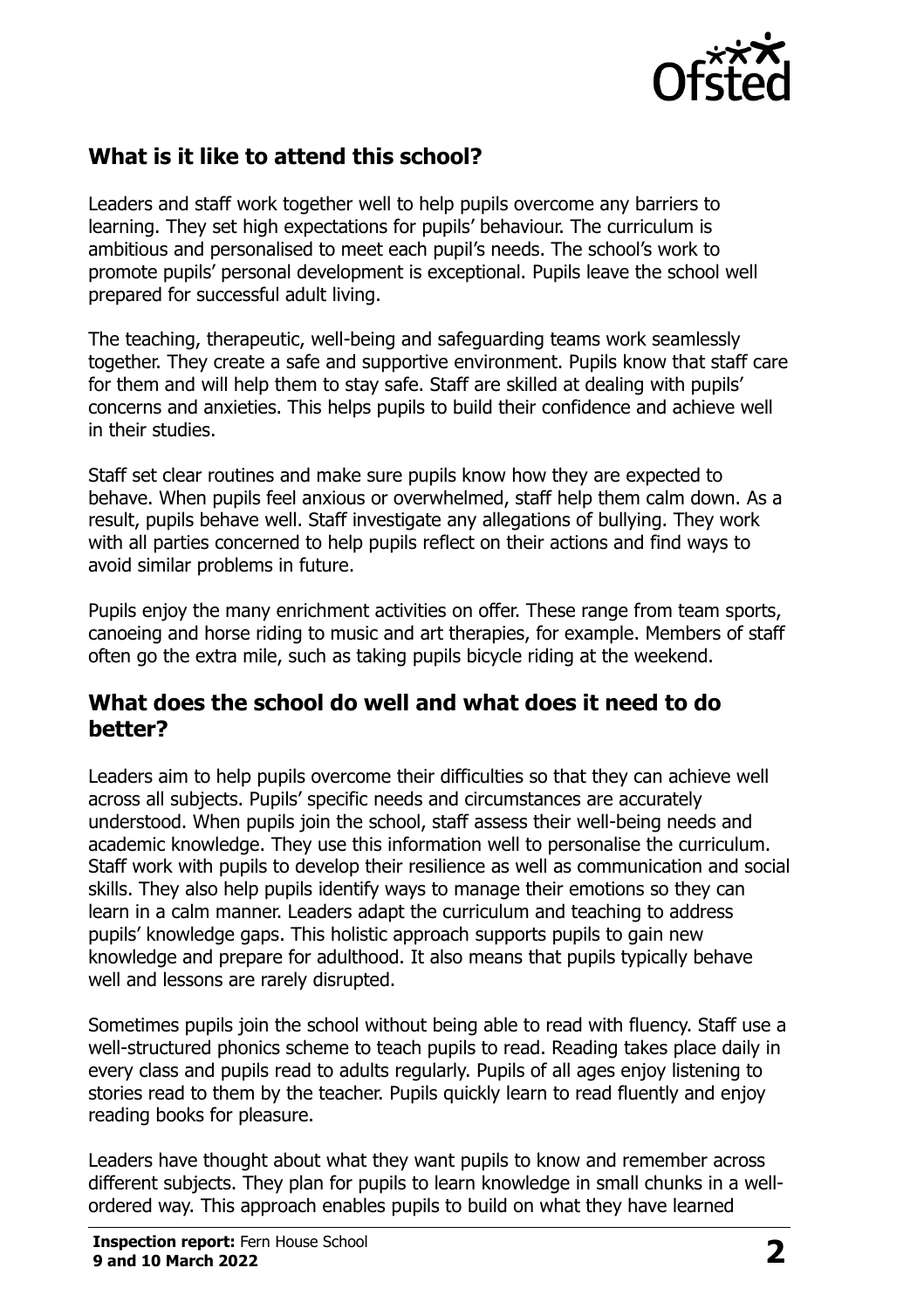## What is it like to attend this school?

Leaders and staff work together well to help pupils overcome any barriers to learning. They set high expectations for pupils' behaviour. The curriculum is ambitious and personalised to meet each pupil's needs. The school's work to promote pupils' personal development is exceptional. Pupils leave the school well prepared for successful adult living.

The teaching, therapeutic, well-being and safeguarding teams work seamlessly together. They create a safe and supportive environment. Pupils know that staff care for them and will help them to stay safe. Staff are skilled at dealing with pupils' concerns and anxieties. This helps pupils to build their confidence and achieve well in their studies.

Staff set clear routines and make sure pupils know how they are expected to behave. When pupils feel anxious or overwhelmed, staff help them calm down. As a result, pupils behave well. Staff investigate any allegations of bullying. They work with all parties concerned to help pupils reflect on their actions and find ways to avoid similar problems in future.

Pupils enjoy the many enrichment activities on offer. These range from team sports, canoeing and horse riding to music and art therapies, for example. Members of staff often go the extra mile, such as taking pupils bicycle riding at the weekend.

## What does the school do well and what does it need to do better?

Leaders aim to help pupils overcome their difficulties so that they can achieve well across all subjects. Pupils' specific needs and circumstances are accurately understood. When pupils join the school, staff assess their well-being needs and academic knowledge. They use this information well to personalise the curriculum. Staff work with pupils to develop their resilience as well as communication and social skills. They also help pupils identify ways to manage their emotions so they can learn in a calm manner. Leaders adapt the curriculum and teaching to address pupils' knowledge gaps. This holistic approach supports pupils to gain new knowledge and prepare for adulthood. It also means that pupils typically behave well and lessons are rarely disrupted.

Sometimes pupils join the school without being able to read with fluency. Staff use a well-structured phonics scheme to teach pupils to read. Reading takes place daily in every class and pupils read to adults regularly. Pupils of all ages enjoy listening to stories read to them by the teacher. Pupils quickly learn to read fluently and enjoy reading books for pleasure.

Leaders have thought about what they want pupils to know and remember across different subjects. They plan for pupils to learn knowledge in small chunks in a well-ordered way. This approach enables pupils to build on what they have learned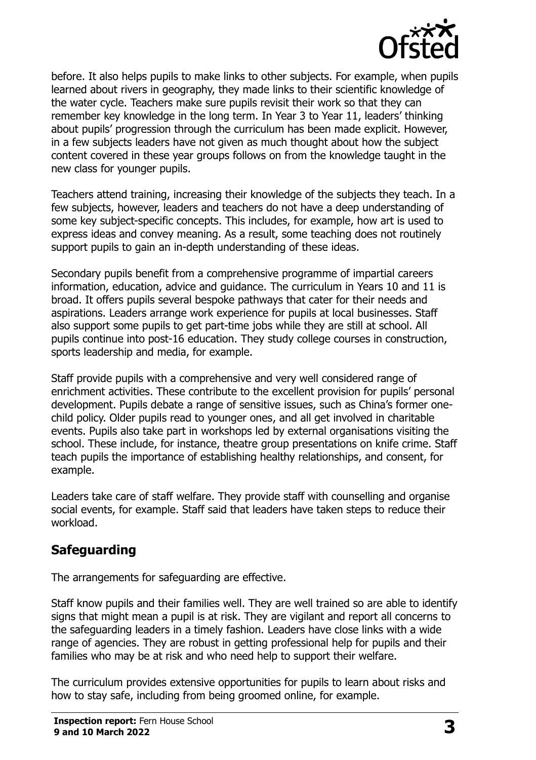before. It also helps pupils to make links to other subjects. For example, when pupils learned about rivers in geography, they made links to their scientific knowledge of the water cycle. Teachers make sure pupils revisit their work so that they can remember key knowledge in the long term. In Year 3 to Year 11, leaders' thinking about pupils' progression through the curriculum has been made explicit. However, in a few subjects leaders have not given as much thought about how the subject content covered in these year groups follows on from the knowledge taught in the new class for younger pupils.

Teachers attend training, increasing their knowledge of the subjects they teach. In a few subjects, however, leaders and teachers do not have a deep understanding of some key subject-specific concepts. This includes, for example, how art is used to express ideas and convey meaning. As a result, some teaching does not routinely support pupils to gain an in-depth understanding of these ideas.

Secondary pupils benefit from a comprehensive programme of impartial careers information, education, advice and guidance. The curriculum in Years 10 and 11 is broad. It offers pupils several bespoke pathways that cater for their needs and aspirations. Leaders arrange work experience for pupils at local businesses. Staff also support some pupils to get part-time jobs while they are still at school. All pupils continue into post-16 education. They study college courses in construction, sports leadership and media, for example.

Staff provide pupils with a comprehensive and very well considered range of enrichment activities. These contribute to the excellent provision for pupils' personal development. Pupils debate a range of sensitive issues, such as China's former one-child policy. Older pupils read to younger ones, and all get involved in charitable events. Pupils also take part in workshops led by external organisations visiting the school. These include, for instance, theatre group presentations on knife crime. Staff teach pupils the importance of establishing healthy relationships, and consent, for example.

Leaders take care of staff welfare. They provide staff with counselling and organise social events, for example. Staff said that leaders have taken steps to reduce their workload.

## Safeguarding

The arrangements for safeguarding are effective.

Staff know pupils and their families well. They are well trained so are able to identify signs that might mean a pupil is at risk. They are vigilant and report all concerns to the safeguarding leaders in a timely fashion. Leaders have close links with a wide range of agencies. They are robust in getting professional help for pupils and their families who may be at risk and who need help to support their welfare.

The curriculum provides extensive opportunities for pupils to learn about risks and how to stay safe, including from being groomed online, for example.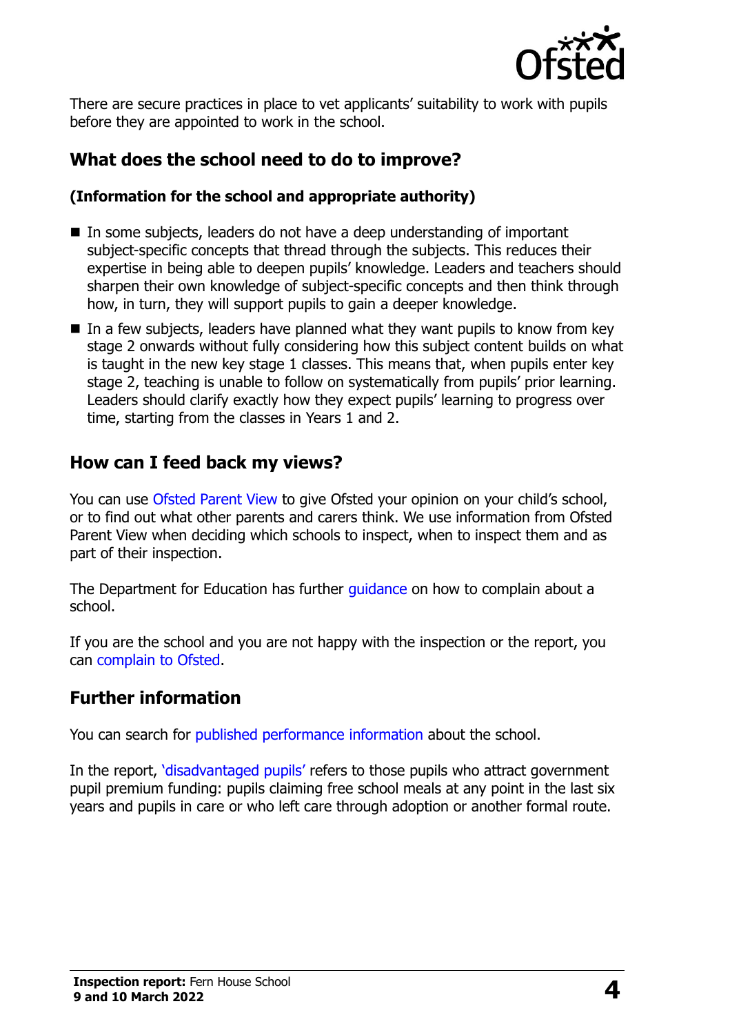There are secure practices in place to vet applicants' suitability to work with pupils before they are appointed to work in the school.

## What does the school need to do to improve?

**(Information for the school and appropriate authority)**

- In some subjects, leaders do not have a deep understanding of important subject-specific concepts that thread through the subjects. This reduces their expertise in being able to deepen pupils' knowledge. Leaders and teachers should sharpen their own knowledge of subject-specific concepts and then think through how, in turn, they will support pupils to gain a deeper knowledge.
- In a few subjects, leaders have planned what they want pupils to know from key stage 2 onwards without fully considering how this subject content builds on what is taught in the new key stage 1 classes. This means that, when pupils enter key stage 2, teaching is unable to follow on systematically from pupils' prior learning. Leaders should clarify exactly how they expect pupils' learning to progress over time, starting from the classes in Years 1 and 2.

## How can I feed back my views?

You can use Ofsted Parent View to give Ofsted your opinion on your child's school, or to find out what other parents and carers think. We use information from Ofsted Parent View when deciding which schools to inspect, when to inspect them and as part of their inspection.

The Department for Education has further guidance on how to complain about a school.

If you are the school and you are not happy with the inspection or the report, you can complain to Ofsted.

## Further information

You can search for published performance information about the school.

In the report, 'disadvantaged pupils' refers to those pupils who attract government pupil premium funding: pupils claiming free school meals at any point in the last six years and pupils in care or who left care through adoption or another formal route.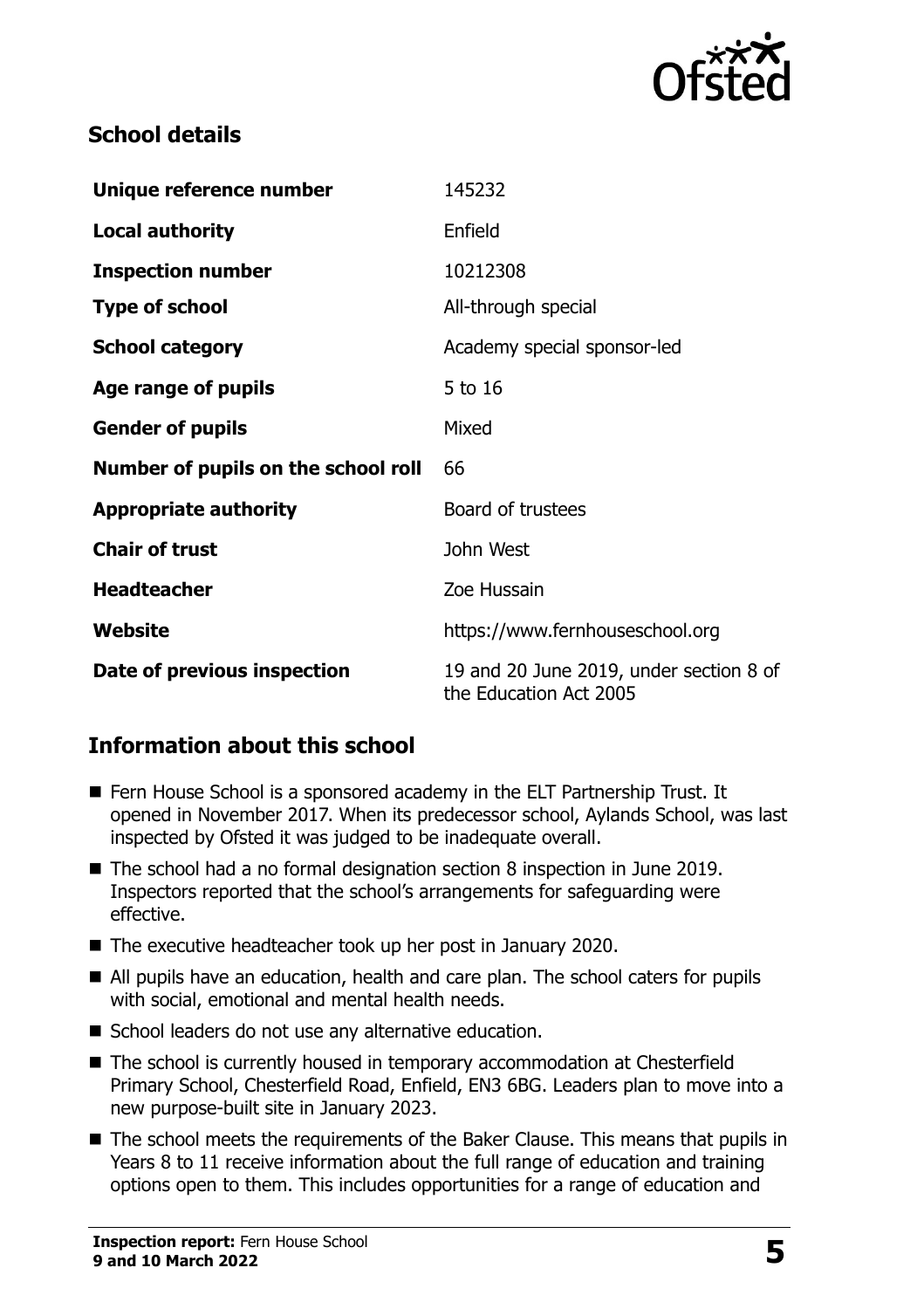## School details

| Unique reference number | 145232 |
| --- | --- |
| **Local authority** | Enfield |
| **Inspection number** | 10212308 |
| **Type of school** | All-through special |
| **School category** | Academy special sponsor-led |
| **Age range of pupils** | 5 to 16 |
| **Gender of pupils** | Mixed |
| **Number of pupils on the school roll** | 66 |
| **Appropriate authority** | Board of trustees |
| **Chair of trust** | John West |
| **Headteacher** | Zoe Hussain |
| **Website** | https://www.fernhouseschool.org |
| **Date of previous inspection** | 19 and 20 June 2019, under section 8 of the Education Act 2005 |

## Information about this school

- Fern House School is a sponsored academy in the ELT Partnership Trust. It opened in November 2017. When its predecessor school, Aylands School, was last inspected by Ofsted it was judged to be inadequate overall.
- The school had a no formal designation section 8 inspection in June 2019. Inspectors reported that the school's arrangements for safeguarding were effective.
- The executive headteacher took up her post in January 2020.
- All pupils have an education, health and care plan. The school caters for pupils with social, emotional and mental health needs.
- School leaders do not use any alternative education.
- The school is currently housed in temporary accommodation at Chesterfield Primary School, Chesterfield Road, Enfield, EN3 6BG. Leaders plan to move into a new purpose-built site in January 2023.
- The school meets the requirements of the Baker Clause. This means that pupils in Years 8 to 11 receive information about the full range of education and training options open to them. This includes opportunities for a range of education and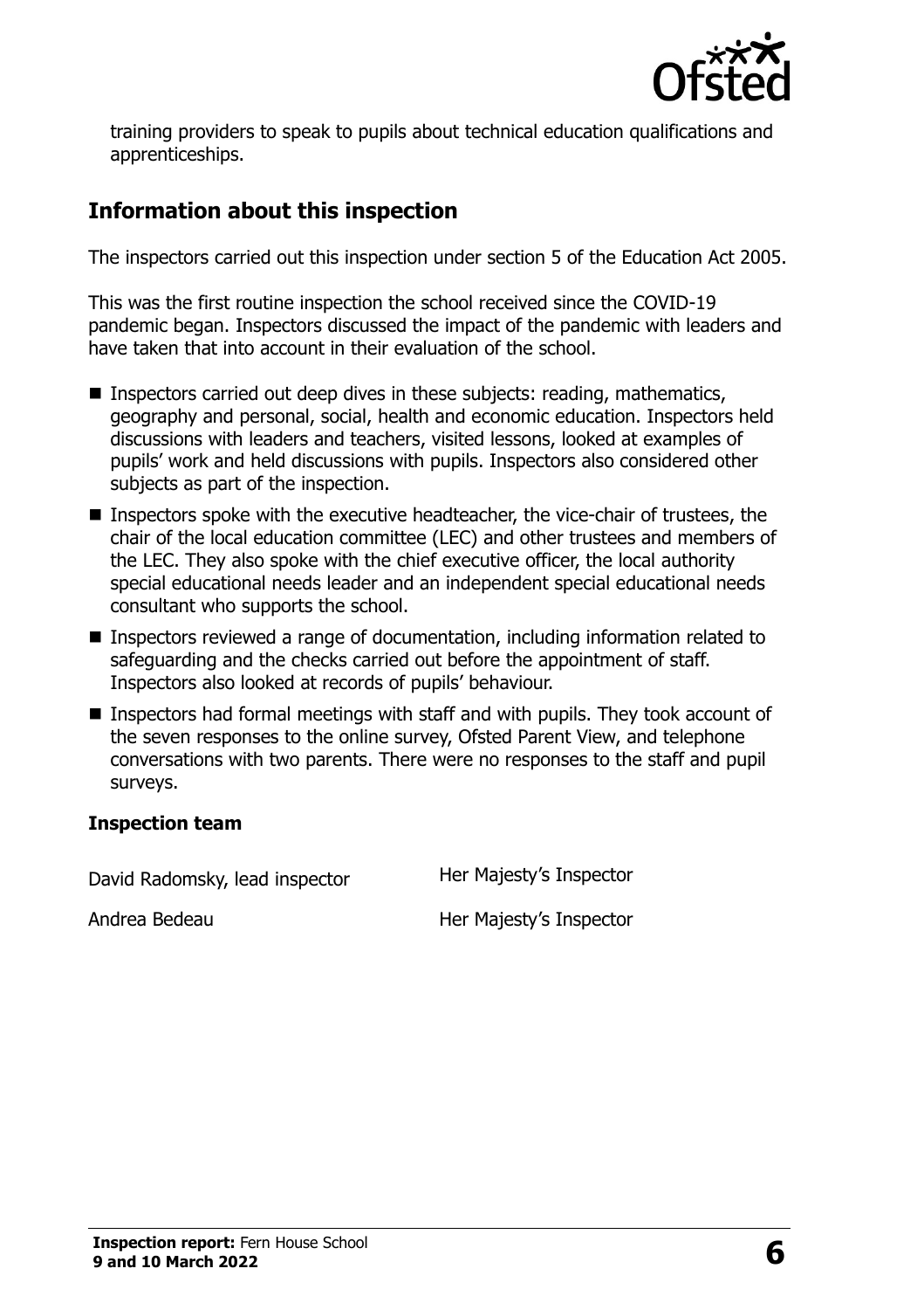training providers to speak to pupils about technical education qualifications and apprenticeships.

## Information about this inspection

The inspectors carried out this inspection under section 5 of the Education Act 2005.

This was the first routine inspection the school received since the COVID-19 pandemic began. Inspectors discussed the impact of the pandemic with leaders and have taken that into account in their evaluation of the school.

- Inspectors carried out deep dives in these subjects: reading, mathematics, geography and personal, social, health and economic education. Inspectors held discussions with leaders and teachers, visited lessons, looked at examples of pupils' work and held discussions with pupils. Inspectors also considered other subjects as part of the inspection.
- Inspectors spoke with the executive headteacher, the vice-chair of trustees, the chair of the local education committee (LEC) and other trustees and members of the LEC. They also spoke with the chief executive officer, the local authority special educational needs leader and an independent special educational needs consultant who supports the school.
- Inspectors reviewed a range of documentation, including information related to safeguarding and the checks carried out before the appointment of staff. Inspectors also looked at records of pupils' behaviour.
- Inspectors had formal meetings with staff and with pupils. They took account of the seven responses to the online survey, Ofsted Parent View, and telephone conversations with two parents. There were no responses to the staff and pupil surveys.

### Inspection team

| | |
|---|---|
| David Radomsky, lead inspector | Her Majesty's Inspector |
| Andrea Bedeau | Her Majesty's Inspector |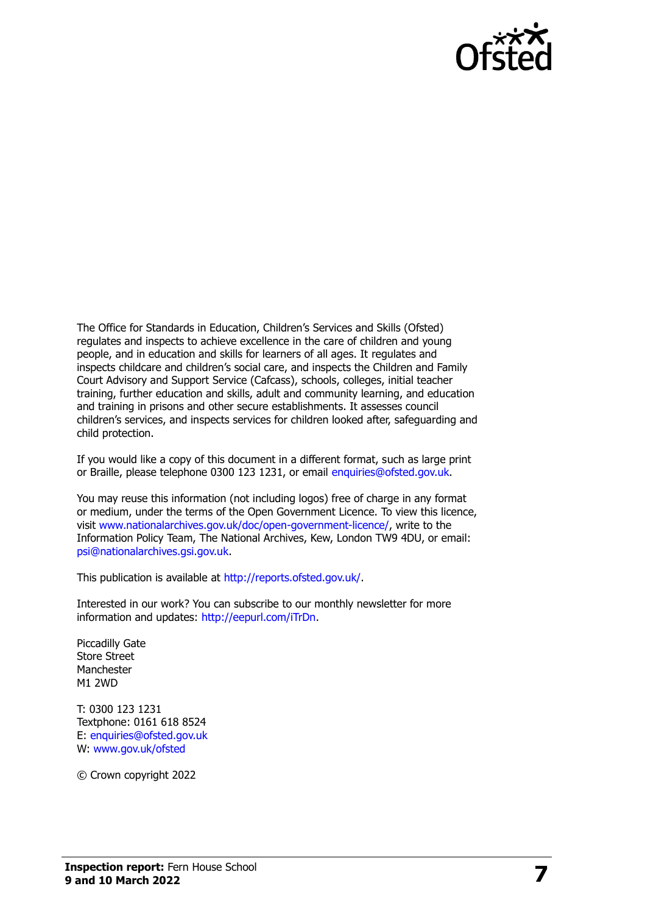The Office for Standards in Education, Children's Services and Skills (Ofsted) regulates and inspects to achieve excellence in the care of children and young people, and in education and skills for learners of all ages. It regulates and inspects childcare and children's social care, and inspects the Children and Family Court Advisory and Support Service (Cafcass), schools, colleges, initial teacher training, further education and skills, adult and community learning, and education and training in prisons and other secure establishments. It assesses council children's services, and inspects services for children looked after, safeguarding and child protection.

If you would like a copy of this document in a different format, such as large print or Braille, please telephone 0300 123 1231, or email enquiries@ofsted.gov.uk.

You may reuse this information (not including logos) free of charge in any format or medium, under the terms of the Open Government Licence. To view this licence, visit www.nationalarchives.gov.uk/doc/open-government-licence/, write to the Information Policy Team, The National Archives, Kew, London TW9 4DU, or email: psi@nationalarchives.gsi.gov.uk.

This publication is available at http://reports.ofsted.gov.uk/.

Interested in our work? You can subscribe to our monthly newsletter for more information and updates: http://eepurl.com/iTrDn.

Piccadilly Gate
Store Street
Manchester
M1 2WD

T: 0300 123 1231
Textphone: 0161 618 8524
E: enquiries@ofsted.gov.uk
W: www.gov.uk/ofsted

© Crown copyright 2022